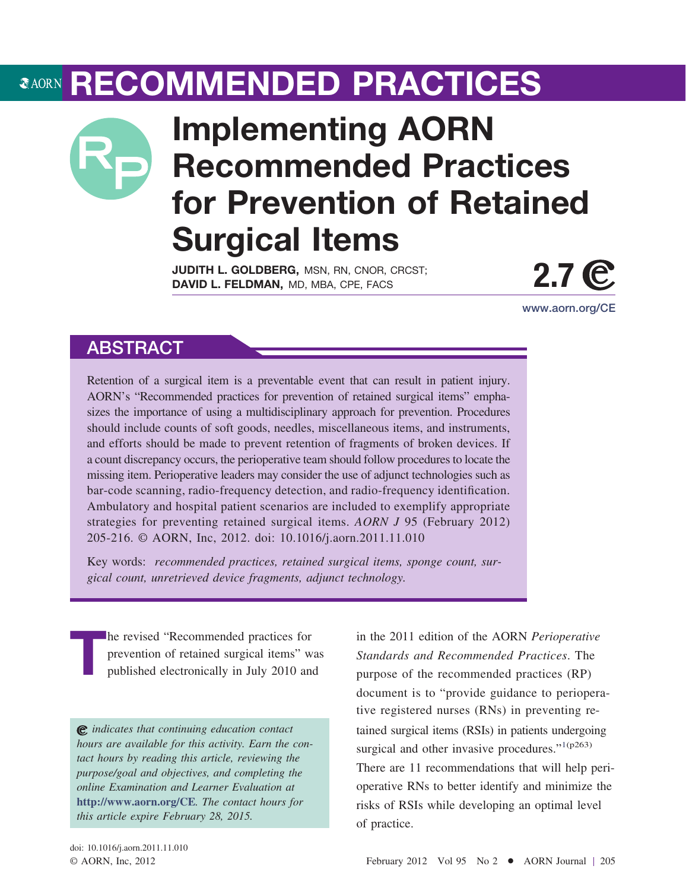RECOMMENDED PRACTICES

# Implementing AORN Recommended Practices for Prevention of Retained Surgical Items

**JUDITH L. GOLDBERG,** MSN, RN, CNOR, CRCST; **DAVID L. FELDMAN,** MD, MBA, CPE, FACS

2.7 

www.aorn.org/CE

## ABSTRACT

Retention of a surgical item is a preventable event that can result in patient injury. AORN's "Recommended practices for prevention of retained surgical items" emphasizes the importance of using a multidisciplinary approach for prevention. Procedures should include counts of soft goods, needles, miscellaneous items, and instruments, and efforts should be made to prevent retention of fragments of broken devices. If a count discrepancy occurs, the perioperative team should follow procedures to locate the missing item. Perioperative leaders may consider the use of adjunct technologies such as bar-code scanning, radio-frequency detection, and radio-frequency identification. Ambulatory and hospital patient scenarios are included to exemplify appropriate strategies for preventing retained surgical items. *AORN J* 95 (February 2012) 205-216. © AORN, Inc, 2012. doi: 10.1016/j.aorn.2011.11.010

Key words: *recommended practices, retained surgical items, sponge count, surgical count, unretrieved device fragments, adjunct technology.*

The revised "Recommended practices for prevention of retained surgical items" was published electronically in July 2010 and in the 2011 edition of the AORN *Perioperative Standards and Recommended Practices*. The purpose of the recommended practices (RP) document is to "provide guidance to perioperative registered nurses (RNs) in preventing retained surgical items (RSIs) in patients undergoing surgical and other invasive procedures."[1(p263)] There are 11 recommendations that will help perioperative RNs to better identify and minimize the risks of RSIs while developing an optimal level of practice.

*indicates that continuing education contact hours are available for this activity. Earn the contact hours by reading this article, reviewing the purpose/goal and objectives, and completing the online Examination and Learner Evaluation at* **http://www.aorn.org/CE**. *The contact hours for this article expire February 28, 2015.*

doi: 10.1016/j.aorn.2011.11.010
© AORN, Inc, 2012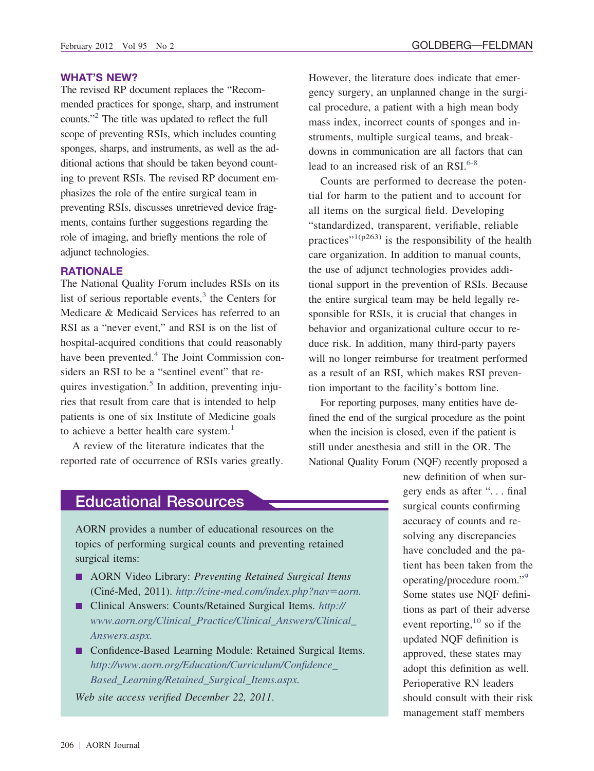## WHAT'S NEW?

The revised RP document replaces the "Recommended practices for sponge, sharp, and instrument counts."[2] The title was updated to reflect the full scope of preventing RSIs, which includes counting sponges, sharps, and instruments, as well as the additional actions that should be taken beyond counting to prevent RSIs. The revised RP document emphasizes the role of the entire surgical team in preventing RSIs, discusses unretrieved device fragments, contains further suggestions regarding the role of imaging, and briefly mentions the role of adjunct technologies.

## RATIONALE

The National Quality Forum includes RSIs on its list of serious reportable events,[3] the Centers for Medicare & Medicaid Services has referred to an RSI as a "never event," and RSI is on the list of hospital-acquired conditions that could reasonably have been prevented.[4] The Joint Commission considers an RSI to be a "sentinel event" that requires investigation.[5] In addition, preventing injuries that result from care that is intended to help patients is one of six Institute of Medicine goals to achieve a better health care system.[1]

A review of the literature indicates that the reported rate of occurrence of RSIs varies greatly. However, the literature does indicate that emergency surgery, an unplanned change in the surgical procedure, a patient with a high mean body mass index, incorrect counts of sponges and instruments, multiple surgical teams, and breakdowns in communication are all factors that can lead to an increased risk of an RSI.[6-8]

Counts are performed to decrease the potential for harm to the patient and to account for all items on the surgical field. Developing "standardized, transparent, verifiable, reliable practices"[1(p263)] is the responsibility of the health care organization. In addition to manual counts, the use of adjunct technologies provides additional support in the prevention of RSIs. Because the entire surgical team may be held legally responsible for RSIs, it is crucial that changes in behavior and organizational culture occur to reduce risk. In addition, many third-party payers will no longer reimburse for treatment performed as a result of an RSI, which makes RSI prevention important to the facility's bottom line.

For reporting purposes, many entities have defined the end of the surgical procedure as the point when the incision is closed, even if the patient is still under anesthesia and still in the OR. The National Quality Forum (NQF) recently proposed a new definition of when surgery ends as after ". . . final surgical counts confirming accuracy of counts and resolving any discrepancies have concluded and the patient has been taken from the operating/procedure room."[9] Some states use NQF definitions as part of their adverse event reporting,[10] so if the updated NQF definition is approved, these states may adopt this definition as well. Perioperative RN leaders should consult with their risk management staff members

## Educational Resources

AORN provides a number of educational resources on the topics of performing surgical counts and preventing retained surgical items:

- AORN Video Library: *Preventing Retained Surgical Items* (Ciné-Med, 2011). *http://cine-med.com/index.php?nav=aorn.*
- Clinical Answers: Counts/Retained Surgical Items. *http://www.aorn.org/Clinical_Practice/Clinical_Answers/Clinical_Answers.aspx.*
- Confidence-Based Learning Module: Retained Surgical Items. *http://www.aorn.org/Education/Curriculum/Confidence_Based_Learning/Retained_Surgical_Items.aspx.*

*Web site access verified December 22, 2011.*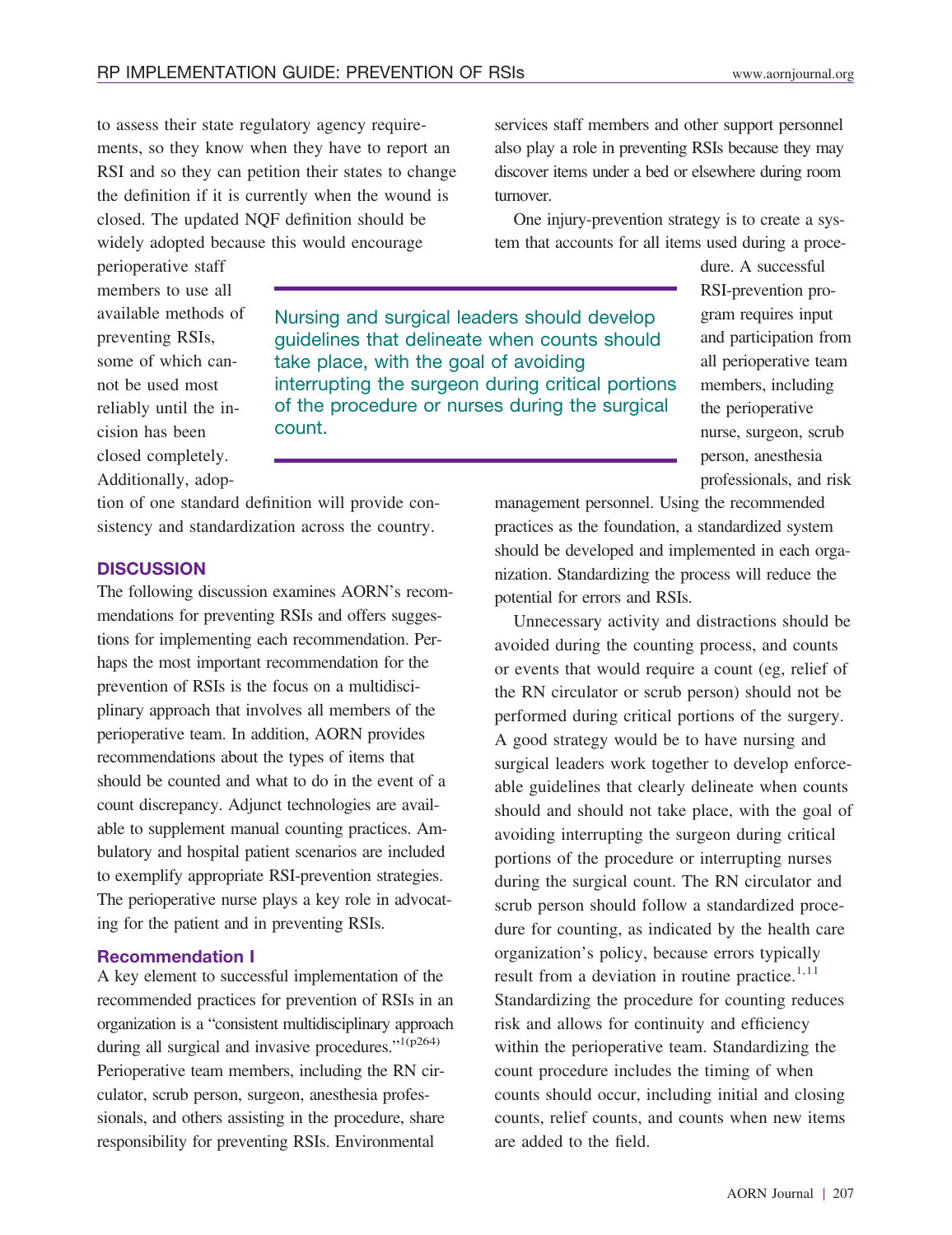to assess their state regulatory agency requirements, so they know when they have to report an RSI and so they can petition their states to change the definition if it is currently when the wound is closed. The updated NQF definition should be widely adopted because this would encourage perioperative staff members to use all available methods of preventing RSIs, some of which cannot be used most reliably until the incision has been closed completely. Additionally, adoption of one standard definition will provide consistency and standardization across the country.

> Nursing and surgical leaders should develop guidelines that delineate when counts should take place, with the goal of avoiding interrupting the surgeon during critical portions of the procedure or nurses during the surgical count.

## DISCUSSION

The following discussion examines AORN's recommendations for preventing RSIs and offers suggestions for implementing each recommendation. Perhaps the most important recommendation for the prevention of RSIs is the focus on a multidisciplinary approach that involves all members of the perioperative team. In addition, AORN provides recommendations about the types of items that should be counted and what to do in the event of a count discrepancy. Adjunct technologies are available to supplement manual counting practices. Ambulatory and hospital patient scenarios are included to exemplify appropriate RSI-prevention strategies. The perioperative nurse plays a key role in advocating for the patient and in preventing RSIs.

### Recommendation I

A key element to successful implementation of the recommended practices for prevention of RSIs in an organization is a "consistent multidisciplinary approach during all surgical and invasive procedures."[1(p264)] Perioperative team members, including the RN circulator, scrub person, surgeon, anesthesia professionals, and others assisting in the procedure, share responsibility for preventing RSIs. Environmental services staff members and other support personnel also play a role in preventing RSIs because they may discover items under a bed or elsewhere during room turnover.

One injury-prevention strategy is to create a system that accounts for all items used during a procedure. A successful RSI-prevention program requires input and participation from all perioperative team members, including the perioperative nurse, surgeon, scrub person, anesthesia professionals, and risk management personnel. Using the recommended practices as the foundation, a standardized system should be developed and implemented in each organization. Standardizing the process will reduce the potential for errors and RSIs.

Unnecessary activity and distractions should be avoided during the counting process, and counts or events that would require a count (eg, relief of the RN circulator or scrub person) should not be performed during critical portions of the surgery. A good strategy would be to have nursing and surgical leaders work together to develop enforceable guidelines that clearly delineate when counts should and should not take place, with the goal of avoiding interrupting the surgeon during critical portions of the procedure or interrupting nurses during the surgical count. The RN circulator and scrub person should follow a standardized procedure for counting, as indicated by the health care organization's policy, because errors typically result from a deviation in routine practice.[1,11] Standardizing the procedure for counting reduces risk and allows for continuity and efficiency within the perioperative team. Standardizing the count procedure includes the timing of when counts should occur, including initial and closing counts, relief counts, and counts when new items are added to the field.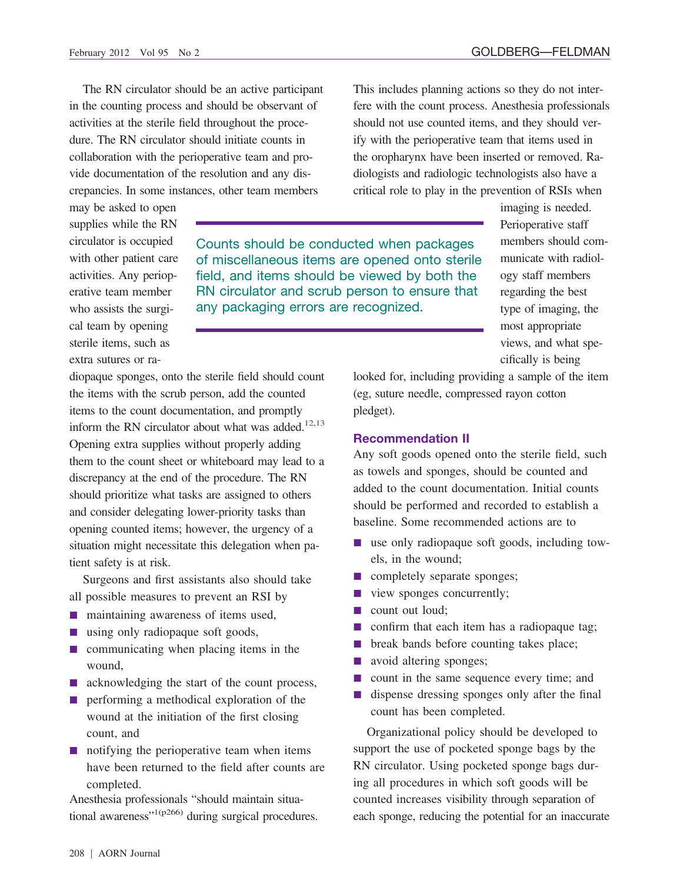The RN circulator should be an active participant in the counting process and should be observant of activities at the sterile field throughout the procedure. The RN circulator should initiate counts in collaboration with the perioperative team and provide documentation of the resolution and any discrepancies. In some instances, other team members may be asked to open supplies while the RN circulator is occupied with other patient care activities. Any perioperative team member who assists the surgical team by opening sterile items, such as extra sutures or radiopaque sponges, onto the sterile field should count the items with the scrub person, add the counted items to the count documentation, and promptly inform the RN circulator about what was added.[12,13] Opening extra supplies without properly adding them to the count sheet or whiteboard may lead to a discrepancy at the end of the procedure. The RN should prioritize what tasks are assigned to others and consider delegating lower-priority tasks than opening counted items; however, the urgency of a situation might necessitate this delegation when patient safety is at risk.

> Counts should be conducted when packages of miscellaneous items are opened onto sterile field, and items should be viewed by both the RN circulator and scrub person to ensure that any packaging errors are recognized.

Surgeons and first assistants also should take all possible measures to prevent an RSI by

- maintaining awareness of items used,
- using only radiopaque soft goods,
- communicating when placing items in the wound,
- acknowledging the start of the count process,
- performing a methodical exploration of the wound at the initiation of the first closing count, and
- notifying the perioperative team when items have been returned to the field after counts are completed.

Anesthesia professionals "should maintain situational awareness"[1(p266)] during surgical procedures. This includes planning actions so they do not interfere with the count process. Anesthesia professionals should not use counted items, and they should verify with the perioperative team that items used in the oropharynx have been inserted or removed. Radiologists and radiologic technologists also have a critical role to play in the prevention of RSIs when imaging is needed. Perioperative staff members should communicate with radiology staff members regarding the best type of imaging, the most appropriate views, and what specifically is being looked for, including providing a sample of the item (eg, suture needle, compressed rayon cotton pledget).

### Recommendation II

Any soft goods opened onto the sterile field, such as towels and sponges, should be counted and added to the count documentation. Initial counts should be performed and recorded to establish a baseline. Some recommended actions are to

- use only radiopaque soft goods, including towels, in the wound;
- completely separate sponges;
- view sponges concurrently;
- count out loud;
- confirm that each item has a radiopaque tag;
- break bands before counting takes place;
- avoid altering sponges;
- count in the same sequence every time; and
- dispense dressing sponges only after the final count has been completed.

Organizational policy should be developed to support the use of pocketed sponge bags by the RN circulator. Using pocketed sponge bags during all procedures in which soft goods will be counted increases visibility through separation of each sponge, reducing the potential for an inaccurate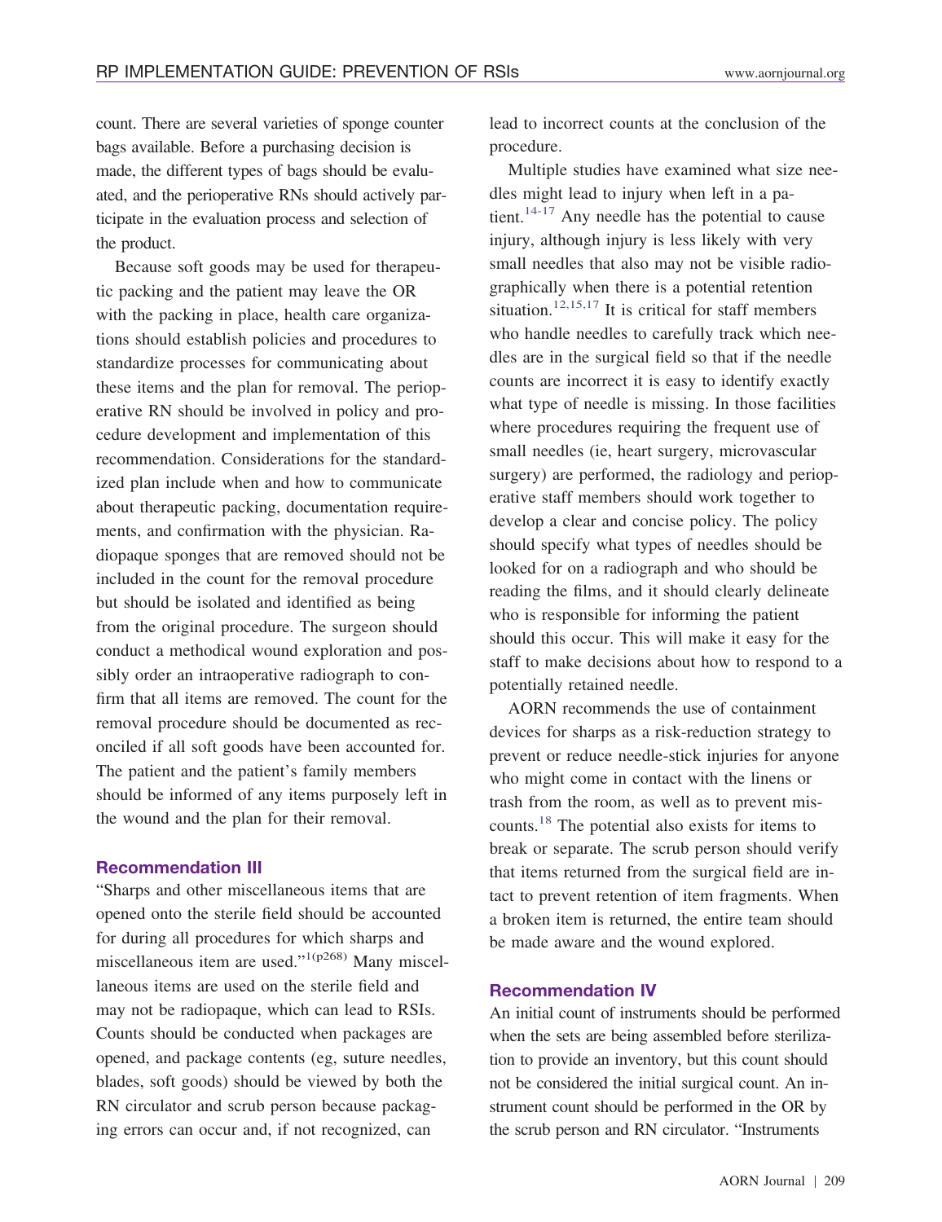count. There are several varieties of sponge counter bags available. Before a purchasing decision is made, the different types of bags should be evaluated, and the perioperative RNs should actively participate in the evaluation process and selection of the product.

Because soft goods may be used for therapeutic packing and the patient may leave the OR with the packing in place, health care organizations should establish policies and procedures to standardize processes for communicating about these items and the plan for removal. The perioperative RN should be involved in policy and procedure development and implementation of this recommendation. Considerations for the standardized plan include when and how to communicate about therapeutic packing, documentation requirements, and confirmation with the physician. Radiopaque sponges that are removed should not be included in the count for the removal procedure but should be isolated and identified as being from the original procedure. The surgeon should conduct a methodical wound exploration and possibly order an intraoperative radiograph to confirm that all items are removed. The count for the removal procedure should be documented as reconciled if all soft goods have been accounted for. The patient and the patient's family members should be informed of any items purposely left in the wound and the plan for their removal.

### Recommendation III

"Sharps and other miscellaneous items that are opened onto the sterile field should be accounted for during all procedures for which sharps and miscellaneous item are used."[1(p268)] Many miscellaneous items are used on the sterile field and may not be radiopaque, which can lead to RSIs. Counts should be conducted when packages are opened, and package contents (eg, suture needles, blades, soft goods) should be viewed by both the RN circulator and scrub person because packaging errors can occur and, if not recognized, can lead to incorrect counts at the conclusion of the procedure.

Multiple studies have examined what size needles might lead to injury when left in a patient.[14-17] Any needle has the potential to cause injury, although injury is less likely with very small needles that also may not be visible radiographically when there is a potential retention situation.[12,15,17] It is critical for staff members who handle needles to carefully track which needles are in the surgical field so that if the needle counts are incorrect it is easy to identify exactly what type of needle is missing. In those facilities where procedures requiring the frequent use of small needles (ie, heart surgery, microvascular surgery) are performed, the radiology and perioperative staff members should work together to develop a clear and concise policy. The policy should specify what types of needles should be looked for on a radiograph and who should be reading the films, and it should clearly delineate who is responsible for informing the patient should this occur. This will make it easy for the staff to make decisions about how to respond to a potentially retained needle.

AORN recommends the use of containment devices for sharps as a risk-reduction strategy to prevent or reduce needle-stick injuries for anyone who might come in contact with the linens or trash from the room, as well as to prevent miscounts.[18] The potential also exists for items to break or separate. The scrub person should verify that items returned from the surgical field are intact to prevent retention of item fragments. When a broken item is returned, the entire team should be made aware and the wound explored.

### Recommendation IV

An initial count of instruments should be performed when the sets are being assembled before sterilization to provide an inventory, but this count should not be considered the initial surgical count. An instrument count should be performed in the OR by the scrub person and RN circulator. "Instruments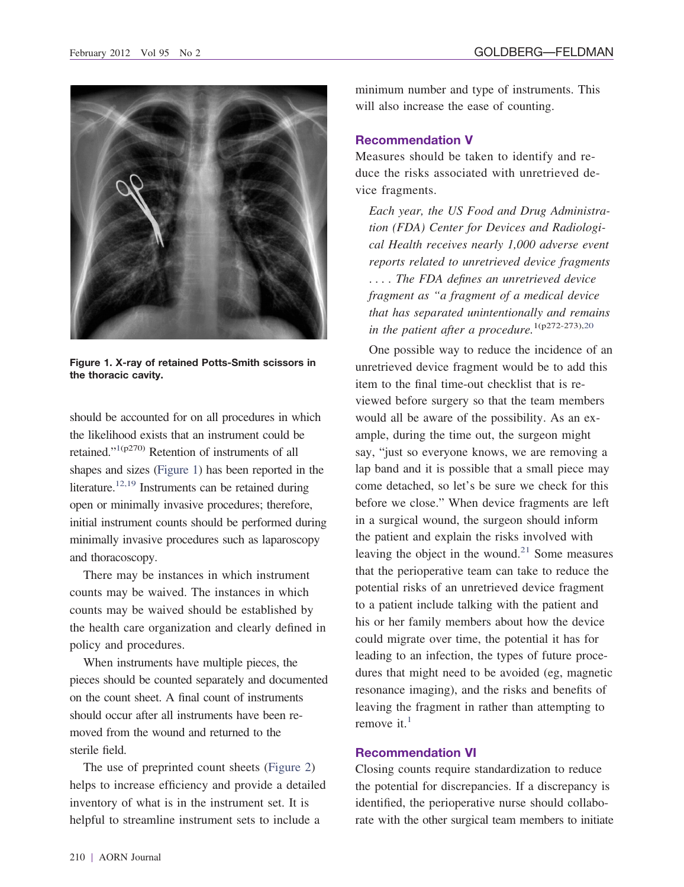Figure 1. X-ray of retained Potts-Smith scissors in the thoracic cavity.

should be accounted for on all procedures in which the likelihood exists that an instrument could be retained."[1(p270)] Retention of instruments of all shapes and sizes (Figure 1) has been reported in the literature.[12,19] Instruments can be retained during open or minimally invasive procedures; therefore, initial instrument counts should be performed during minimally invasive procedures such as laparoscopy and thoracoscopy.

There may be instances in which instrument counts may be waived. The instances in which counts may be waived should be established by the health care organization and clearly defined in policy and procedures.

When instruments have multiple pieces, the pieces should be counted separately and documented on the count sheet. A final count of instruments should occur after all instruments have been removed from the wound and returned to the sterile field.

The use of preprinted count sheets (Figure 2) helps to increase efficiency and provide a detailed inventory of what is in the instrument set. It is helpful to streamline instrument sets to include a minimum number and type of instruments. This will also increase the ease of counting.

## Recommendation V

Measures should be taken to identify and reduce the risks associated with unretrieved device fragments.

> *Each year, the US Food and Drug Administration (FDA) Center for Devices and Radiological Health receives nearly 1,000 adverse event reports related to unretrieved device fragments . . . . The FDA defines an unretrieved device fragment as "a fragment of a medical device that has separated unintentionally and remains in the patient after a procedure.*[1(p272-273),20]

One possible way to reduce the incidence of an unretrieved device fragment would be to add this item to the final time-out checklist that is reviewed before surgery so that the team members would all be aware of the possibility. As an example, during the time out, the surgeon might say, "just so everyone knows, we are removing a lap band and it is possible that a small piece may come detached, so let's be sure we check for this before we close." When device fragments are left in a surgical wound, the surgeon should inform the patient and explain the risks involved with leaving the object in the wound.[21] Some measures that the perioperative team can take to reduce the potential risks of an unretrieved device fragment to a patient include talking with the patient and his or her family members about how the device could migrate over time, the potential it has for leading to an infection, the types of future procedures that might need to be avoided (eg, magnetic resonance imaging), and the risks and benefits of leaving the fragment in rather than attempting to remove it.[1]

## Recommendation VI

Closing counts require standardization to reduce the potential for discrepancies. If a discrepancy is identified, the perioperative nurse should collaborate with the other surgical team members to initiate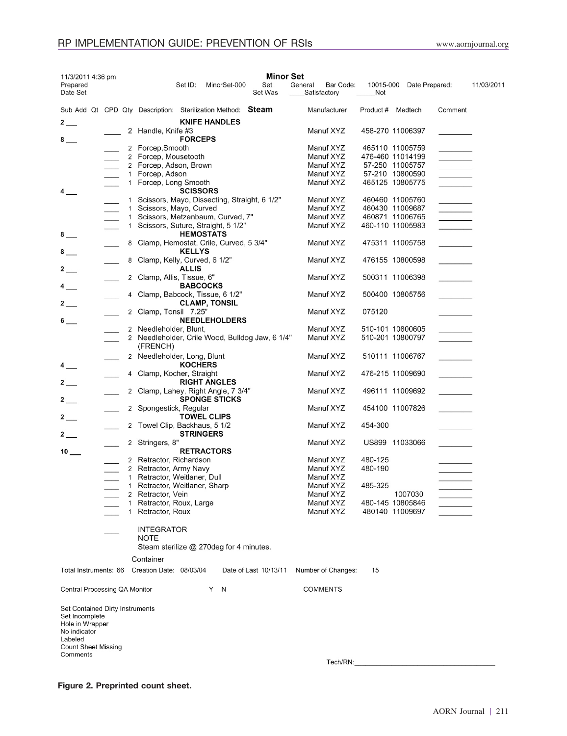11/3/2011 4:36 pm

**Minor Set**

Prepared Date Set | Set ID: MinorSet-000 | Set General | Bar Code: 10015-000 | Date Prepared: 11/03/2011

Set Was ____Satisfactory ____Not

| Sub Add Qt | CPD | Qty | Description: Sterilization Method: **Steam** | Manufacturer | Product # | Medtech | Comment |
|---|---|---|---|---|---|---|---|
| 2 ___ | | | **KNIFE HANDLES** | | | | |
| | ____ | 2 | Handle, Knife #3 | Manuf XYZ | 458-270 | 11006397 | ________ |
| 8 ___ | | | **FORCEPS** | | | | |
| | ____ | 2 | Forcep,Smooth | Manuf XYZ | 465110 | 11005759 | ________ |
| | ____ | 2 | Forcep, Mousetooth | Manuf XYZ | 476-460 | 11014199 | ________ |
| | ____ | 2 | Forcep, Adson, Brown | Manuf XYZ | 57-250 | 11005757 | ________ |
| | ____ | 1 | Forcep, Adson | Manuf XYZ | 57-210 | 10800590 | ________ |
| | ____ | 1 | Forcep, Long Smooth | Manuf XYZ | 465125 | 10805775 | ________ |
| 4 ___ | | | **SCISSORS** | | | | |
| | ____ | 1 | Scissors, Mayo, Dissecting, Straight, 6 1/2" | Manuf XYZ | 460460 | 11005760 | ________ |
| | ____ | 1 | Scissors, Mayo, Curved | Manuf XYZ | 460430 | 11009687 | ________ |
| | ____ | 1 | Scissors, Metzenbaum, Curved, 7" | Manuf XYZ | 460871 | 11006765 | ________ |
| | ____ | 1 | Scissors, Suture, Straight, 5 1/2" | Manuf XYZ | 460-110 | 11005983 | ________ |
| 8 ___ | | | **HEMOSTATS** | | | | |
| | ____ | 8 | Clamp, Hemostat, Crile, Curved, 5 3/4" | Manuf XYZ | 475311 | 11005758 | ________ |
| 8 ___ | | | **KELLYS** | | | | |
| | ____ | 8 | Clamp, Kelly, Curved, 6 1/2" | Manuf XYZ | 476155 | 10800598 | ________ |
| 2 ___ | | | **ALLIS** | | | | |
| | ____ | 2 | Clamp, Allis, Tissue, 6" | Manuf XYZ | 500311 | 11006398 | ________ |
| 4 ___ | | | **BABCOCKS** | | | | |
| | ____ | 4 | Clamp, Babcock, Tissue, 6 1/2" | Manuf XYZ | 500400 | 10805756 | ________ |
| 2 ___ | | | **CLAMP, TONSIL** | | | | |
| | ____ | 2 | Clamp, Tonsil 7.25" | Manuf XYZ | 075120 | | ________ |
| 6 ___ | | | **NEEDLEHOLDERS** | | | | |
| | ____ | 2 | Needleholder, Blunt, | Manuf XYZ | 510-101 | 10800605 | ________ |
| | ____ | 2 | Needleholder, Crile Wood, Bulldog Jaw, 6 1/4" (FRENCH) | Manuf XYZ | 510-201 | 10800797 | ________ |
| | ____ | 2 | Needleholder, Long, Blunt | Manuf XYZ | 510111 | 11006767 | ________ |
| 4 ___ | | | **KOCHERS** | | | | |
| | ____ | 4 | Clamp, Kocher, Straight | Manuf XYZ | 476-215 | 11009690 | ________ |
| 2 ___ | | | **RIGHT ANGLES** | | | | |
| | ____ | 2 | Clamp, Lahey, Right Angle, 7 3/4" | Manuf XYZ | 496111 | 11009692 | ________ |
| 2 ___ | | | **SPONGE STICKS** | | | | |
| | ____ | 2 | Spongestick, Regular | Manuf XYZ | 454100 | 11007826 | ________ |
| 2 ___ | | | **TOWEL CLIPS** | | | | |
| | ____ | 2 | Towel Clip, Backhaus, 5 1/2 | Manuf XYZ | 454-300 | | ________ |
| 2 ___ | | | **STRINGERS** | | | | |
| | ____ | 2 | Stringers, 8" | Manuf XYZ | US899 | 11033066 | ________ |
| 10 ___ | | | **RETRACTORS** | | | | |
| | ____ | 2 | Retractor, Richardson | Manuf XYZ | 480-125 | | ________ |
| | ____ | 2 | Retractor, Army Navy | Manuf XYZ | 480-190 | | ________ |
| | ____ | 1 | Retractor, Weitlaner, Dull | Manuf XYZ | | | ________ |
| | ____ | 1 | Retractor, Weitlaner, Sharp | Manuf XYZ | 485-325 | | ________ |
| | ____ | 2 | Retractor, Vein | Manuf XYZ | | 1007030 | ________ |
| | ____ | 1 | Retractor, Roux, Large | Manuf XYZ | 480-145 | 10805846 | ________ |
| | ____ | 1 | Retractor, Roux | Manuf XYZ | 480140 | 11009697 | ________ |
| | ____ | | INTEGRATOR | | | | |

NOTE
Steam sterilize @ 270deg for 4 minutes.

Container

Total Instruments: 66 Creation Date: 08/03/04 Date of Last 10/13/11 Number of Changes: 15

Central Processing QA Monitor Y N COMMENTS

Set Contained Dirty Instruments
Set Incomplete
Hole in Wrapper
No indicator
Labeled
Count Sheet Missing
Comments

Tech/RN:____________________________________

**Figure 2. Preprinted count sheet.**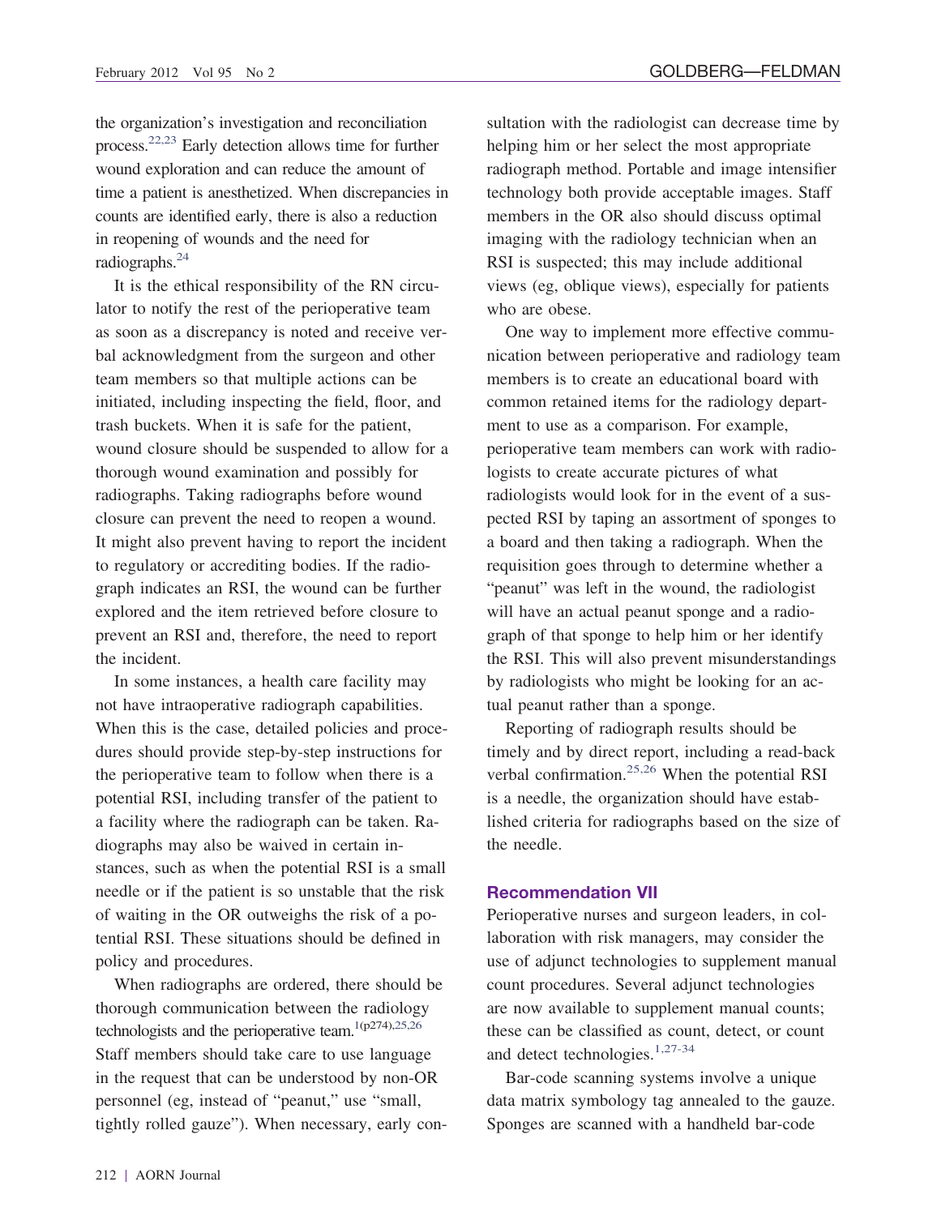the organization's investigation and reconciliation process.[22,23] Early detection allows time for further wound exploration and can reduce the amount of time a patient is anesthetized. When discrepancies in counts are identified early, there is also a reduction in reopening of wounds and the need for radiographs.[24]

It is the ethical responsibility of the RN circulator to notify the rest of the perioperative team as soon as a discrepancy is noted and receive verbal acknowledgment from the surgeon and other team members so that multiple actions can be initiated, including inspecting the field, floor, and trash buckets. When it is safe for the patient, wound closure should be suspended to allow for a thorough wound examination and possibly for radiographs. Taking radiographs before wound closure can prevent the need to reopen a wound. It might also prevent having to report the incident to regulatory or accrediting bodies. If the radiograph indicates an RSI, the wound can be further explored and the item retrieved before closure to prevent an RSI and, therefore, the need to report the incident.

In some instances, a health care facility may not have intraoperative radiograph capabilities. When this is the case, detailed policies and procedures should provide step-by-step instructions for the perioperative team to follow when there is a potential RSI, including transfer of the patient to a facility where the radiograph can be taken. Radiographs may also be waived in certain instances, such as when the potential RSI is a small needle or if the patient is so unstable that the risk of waiting in the OR outweighs the risk of a potential RSI. These situations should be defined in policy and procedures.

When radiographs are ordered, there should be thorough communication between the radiology technologists and the perioperative team.[1(p274),25,26] Staff members should take care to use language in the request that can be understood by non-OR personnel (eg, instead of "peanut," use "small, tightly rolled gauze"). When necessary, early consultation with the radiologist can decrease time by helping him or her select the most appropriate radiograph method. Portable and image intensifier technology both provide acceptable images. Staff members in the OR also should discuss optimal imaging with the radiology technician when an RSI is suspected; this may include additional views (eg, oblique views), especially for patients who are obese.

One way to implement more effective communication between perioperative and radiology team members is to create an educational board with common retained items for the radiology department to use as a comparison. For example, perioperative team members can work with radiologists to create accurate pictures of what radiologists would look for in the event of a suspected RSI by taping an assortment of sponges to a board and then taking a radiograph. When the requisition goes through to determine whether a "peanut" was left in the wound, the radiologist will have an actual peanut sponge and a radiograph of that sponge to help him or her identify the RSI. This will also prevent misunderstandings by radiologists who might be looking for an actual peanut rather than a sponge.

Reporting of radiograph results should be timely and by direct report, including a read-back verbal confirmation.[25,26] When the potential RSI is a needle, the organization should have established criteria for radiographs based on the size of the needle.

## Recommendation VII

Perioperative nurses and surgeon leaders, in collaboration with risk managers, may consider the use of adjunct technologies to supplement manual count procedures. Several adjunct technologies are now available to supplement manual counts; these can be classified as count, detect, or count and detect technologies.[1,27-34]

Bar-code scanning systems involve a unique data matrix symbology tag annealed to the gauze. Sponges are scanned with a handheld bar-code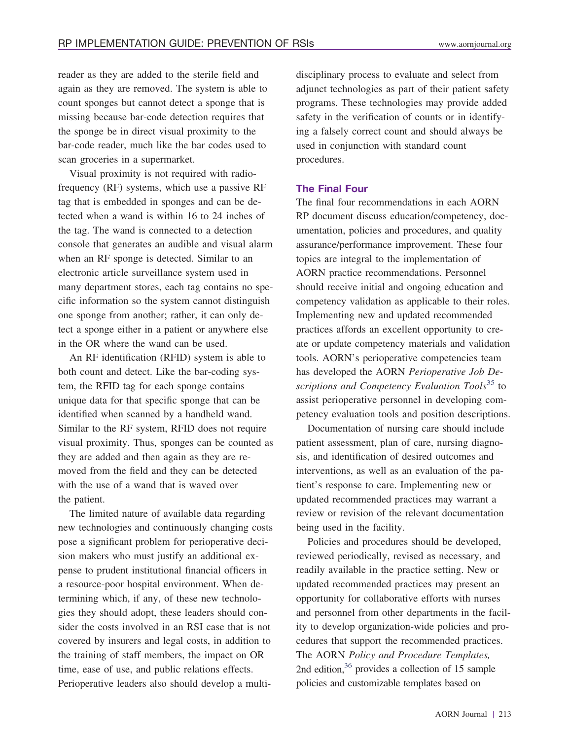reader as they are added to the sterile field and again as they are removed. The system is able to count sponges but cannot detect a sponge that is missing because bar-code detection requires that the sponge be in direct visual proximity to the bar-code reader, much like the bar codes used to scan groceries in a supermarket.

Visual proximity is not required with radiofrequency (RF) systems, which use a passive RF tag that is embedded in sponges and can be detected when a wand is within 16 to 24 inches of the tag. The wand is connected to a detection console that generates an audible and visual alarm when an RF sponge is detected. Similar to an electronic article surveillance system used in many department stores, each tag contains no specific information so the system cannot distinguish one sponge from another; rather, it can only detect a sponge either in a patient or anywhere else in the OR where the wand can be used.

An RF identification (RFID) system is able to both count and detect. Like the bar-coding system, the RFID tag for each sponge contains unique data for that specific sponge that can be identified when scanned by a handheld wand. Similar to the RF system, RFID does not require visual proximity. Thus, sponges can be counted as they are added and then again as they are removed from the field and they can be detected with the use of a wand that is waved over the patient.

The limited nature of available data regarding new technologies and continuously changing costs pose a significant problem for perioperative decision makers who must justify an additional expense to prudent institutional financial officers in a resource-poor hospital environment. When determining which, if any, of these new technologies they should adopt, these leaders should consider the costs involved in an RSI case that is not covered by insurers and legal costs, in addition to the training of staff members, the impact on OR time, ease of use, and public relations effects. Perioperative leaders also should develop a multidisciplinary process to evaluate and select from adjunct technologies as part of their patient safety programs. These technologies may provide added safety in the verification of counts or in identifying a falsely correct count and should always be used in conjunction with standard count procedures.

## The Final Four

The final four recommendations in each AORN RP document discuss education/competency, documentation, policies and procedures, and quality assurance/performance improvement. These four topics are integral to the implementation of AORN practice recommendations. Personnel should receive initial and ongoing education and competency validation as applicable to their roles. Implementing new and updated recommended practices affords an excellent opportunity to create or update competency materials and validation tools. AORN's perioperative competencies team has developed the AORN *Perioperative Job Descriptions and Competency Evaluation Tools*[35] to assist perioperative personnel in developing competency evaluation tools and position descriptions.

Documentation of nursing care should include patient assessment, plan of care, nursing diagnosis, and identification of desired outcomes and interventions, as well as an evaluation of the patient's response to care. Implementing new or updated recommended practices may warrant a review or revision of the relevant documentation being used in the facility.

Policies and procedures should be developed, reviewed periodically, revised as necessary, and readily available in the practice setting. New or updated recommended practices may present an opportunity for collaborative efforts with nurses and personnel from other departments in the facility to develop organization-wide policies and procedures that support the recommended practices. The AORN *Policy and Procedure Templates,* 2nd edition,[36] provides a collection of 15 sample policies and customizable templates based on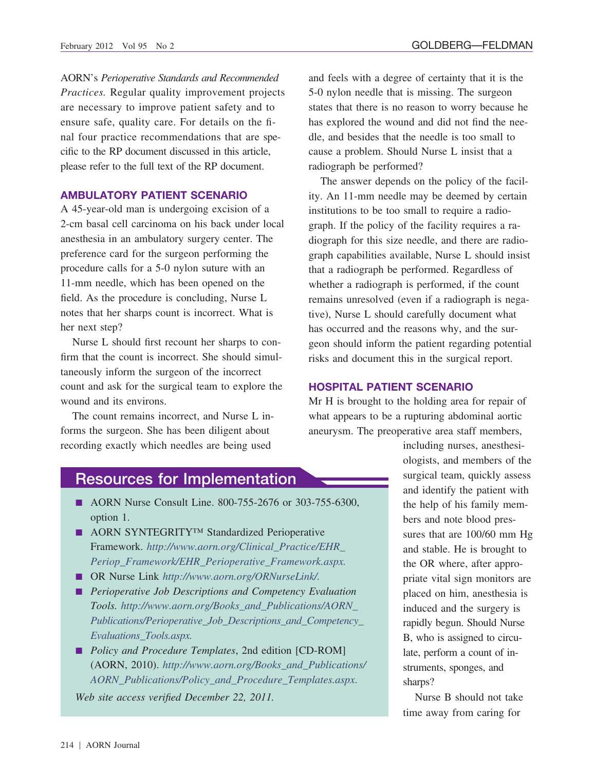AORN's *Perioperative Standards and Recommended Practices.* Regular quality improvement projects are necessary to improve patient safety and to ensure safe, quality care. For details on the final four practice recommendations that are specific to the RP document discussed in this article, please refer to the full text of the RP document.

## AMBULATORY PATIENT SCENARIO

A 45-year-old man is undergoing excision of a 2-cm basal cell carcinoma on his back under local anesthesia in an ambulatory surgery center. The preference card for the surgeon performing the procedure calls for a 5-0 nylon suture with an 11-mm needle, which has been opened on the field. As the procedure is concluding, Nurse L notes that her sharps count is incorrect. What is her next step?

Nurse L should first recount her sharps to confirm that the count is incorrect. She should simultaneously inform the surgeon of the incorrect count and ask for the surgical team to explore the wound and its environs.

The count remains incorrect, and Nurse L informs the surgeon. She has been diligent about recording exactly which needles are being used and feels with a degree of certainty that it is the 5-0 nylon needle that is missing. The surgeon states that there is no reason to worry because he has explored the wound and did not find the needle, and besides that the needle is too small to cause a problem. Should Nurse L insist that a radiograph be performed?

The answer depends on the policy of the facility. An 11-mm needle may be deemed by certain institutions to be too small to require a radiograph. If the policy of the facility requires a radiograph for this size needle, and there are radiograph capabilities available, Nurse L should insist that a radiograph be performed. Regardless of whether a radiograph is performed, if the count remains unresolved (even if a radiograph is negative), Nurse L should carefully document what has occurred and the reasons why, and the surgeon should inform the patient regarding potential risks and document this in the surgical report.

## HOSPITAL PATIENT SCENARIO

Mr H is brought to the holding area for repair of what appears to be a rupturing abdominal aortic aneurysm. The preoperative area staff members, including nurses, anesthesiologists, and members of the surgical team, quickly assess and identify the patient with the help of his family members and note blood pressures that are 100/60 mm Hg and stable. He is brought to the OR where, after appropriate vital sign monitors are placed on him, anesthesia is induced and the surgery is rapidly begun. Should Nurse B, who is assigned to circulate, perform a count of instruments, sponges, and sharps?

Nurse B should not take time away from caring for

## Resources for Implementation

- AORN Nurse Consult Line. 800-755-2676 or 303-755-6300, option 1.
- AORN SYNTEGRITY™ Standardized Perioperative Framework. *http://www.aorn.org/Clinical_Practice/EHR_Periop_Framework/EHR_Perioperative_Framework.aspx.*
- OR Nurse Link *http://www.aorn.org/ORNurseLink/.*
- *Perioperative Job Descriptions and Competency Evaluation Tools. http://www.aorn.org/Books_and_Publications/AORN_Publications/Perioperative_Job_Descriptions_and_Competency_Evaluations_Tools.aspx.*
- *Policy and Procedure Templates*, 2nd edition [CD-ROM] (AORN, 2010). *http://www.aorn.org/Books_and_Publications/AORN_Publications/Policy_and_Procedure_Templates.aspx.*

*Web site access verified December 22, 2011.*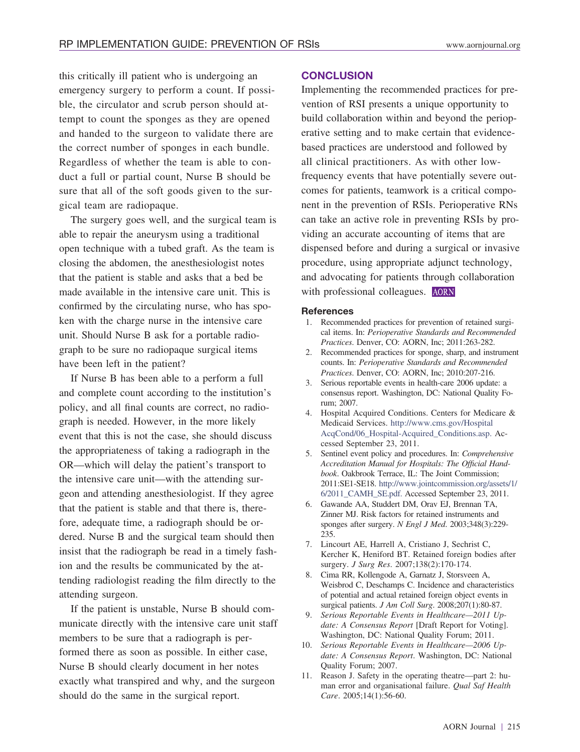this critically ill patient who is undergoing an emergency surgery to perform a count. If possible, the circulator and scrub person should attempt to count the sponges as they are opened and handed to the surgeon to validate there are the correct number of sponges in each bundle. Regardless of whether the team is able to conduct a full or partial count, Nurse B should be sure that all of the soft goods given to the surgical team are radiopaque.

The surgery goes well, and the surgical team is able to repair the aneurysm using a traditional open technique with a tubed graft. As the team is closing the abdomen, the anesthesiologist notes that the patient is stable and asks that a bed be made available in the intensive care unit. This is confirmed by the circulating nurse, who has spoken with the charge nurse in the intensive care unit. Should Nurse B ask for a portable radiograph to be sure no radiopaque surgical items have been left in the patient?

If Nurse B has been able to a perform a full and complete count according to the institution's policy, and all final counts are correct, no radiograph is needed. However, in the more likely event that this is not the case, she should discuss the appropriateness of taking a radiograph in the OR—which will delay the patient's transport to the intensive care unit—with the attending surgeon and attending anesthesiologist. If they agree that the patient is stable and that there is, therefore, adequate time, a radiograph should be ordered. Nurse B and the surgical team should then insist that the radiograph be read in a timely fashion and the results be communicated by the attending radiologist reading the film directly to the attending surgeon.

If the patient is unstable, Nurse B should communicate directly with the intensive care unit staff members to be sure that a radiograph is performed there as soon as possible. In either case, Nurse B should clearly document in her notes exactly what transpired and why, and the surgeon should do the same in the surgical report.

## CONCLUSION

Implementing the recommended practices for prevention of RSI presents a unique opportunity to build collaboration within and beyond the perioperative setting and to make certain that evidence-based practices are understood and followed by all clinical practitioners. As with other low-frequency events that have potentially severe outcomes for patients, teamwork is a critical component in the prevention of RSIs. Perioperative RNs can take an active role in preventing RSIs by providing an accurate accounting of items that are dispensed before and during a surgical or invasive procedure, using appropriate adjunct technology, and advocating for patients through collaboration with professional colleagues. AORN

### References

1. Recommended practices for prevention of retained surgical items. In: *Perioperative Standards and Recommended Practices*. Denver, CO: AORN, Inc; 2011:263-282.
2. Recommended practices for sponge, sharp, and instrument counts. In: *Perioperative Standards and Recommended Practices*. Denver, CO: AORN, Inc; 2010:207-216.
3. Serious reportable events in health-care 2006 update: a consensus report. Washington, DC: National Quality Forum; 2007.
4. Hospital Acquired Conditions. Centers for Medicare & Medicaid Services. http://www.cms.gov/HospitalAcqCond/06_Hospital-Acquired_Conditions.asp. Accessed September 23, 2011.
5. Sentinel event policy and procedures. In: *Comprehensive Accreditation Manual for Hospitals: The Official Handbook*. Oakbrook Terrace, IL: The Joint Commission; 2011:SE1-SE18. http://www.jointcommission.org/assets/1/6/2011_CAMH_SE.pdf. Accessed September 23, 2011.
6. Gawande AA, Studdert DM, Orav EJ, Brennan TA, Zinner MJ. Risk factors for retained instruments and sponges after surgery. *N Engl J Med*. 2003;348(3):229-235.
7. Lincourt AE, Harrell A, Cristiano J, Sechrist C, Kercher K, Heniford BT. Retained foreign bodies after surgery. *J Surg Res*. 2007;138(2):170-174.
8. Cima RR, Kollengode A, Garnatz J, Storsveen A, Weisbrod C, Deschamps C. Incidence and characteristics of potential and actual retained foreign object events in surgical patients. *J Am Coll Surg*. 2008;207(1):80-87.
9. *Serious Reportable Events in Healthcare—2011 Update: A Consensus Report* [Draft Report for Voting]. Washington, DC: National Quality Forum; 2011.
10. *Serious Reportable Events in Healthcare—2006 Update: A Consensus Report*. Washington, DC: National Quality Forum; 2007.
11. Reason J. Safety in the operating theatre—part 2: human error and organisational failure. *Qual Saf Health Care*. 2005;14(1):56-60.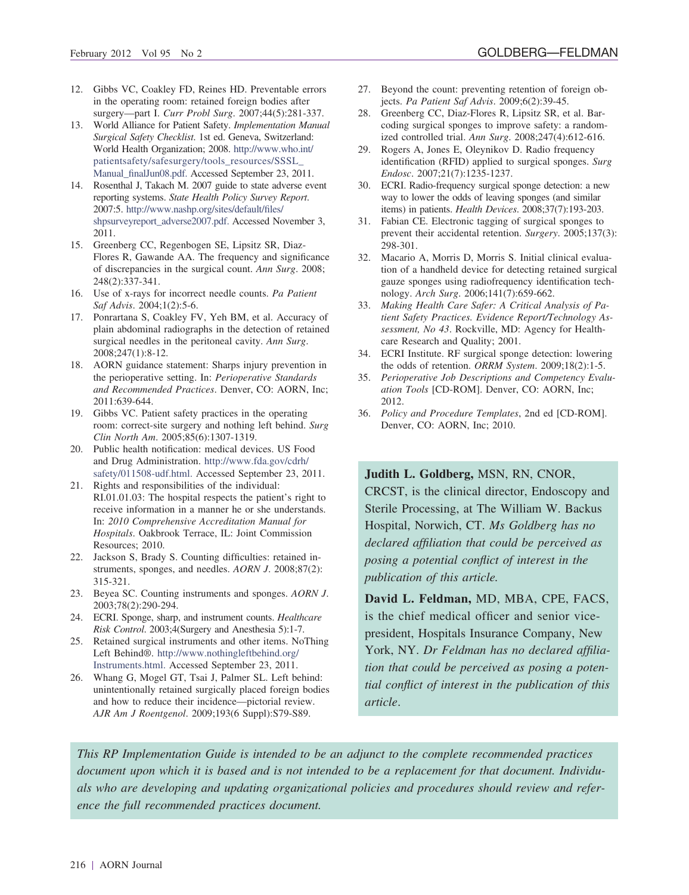12. Gibbs VC, Coakley FD, Reines HD. Preventable errors in the operating room: retained foreign bodies after surgery—part I. *Curr Probl Surg*. 2007;44(5):281-337.
13. World Alliance for Patient Safety. *Implementation Manual Surgical Safety Checklist.* 1st ed. Geneva, Switzerland: World Health Organization; 2008. http://www.who.int/patientsafety/safesurgery/tools_resources/SSSL_Manual_finalJun08.pdf. Accessed September 23, 2011.
14. Rosenthal J, Takach M. 2007 guide to state adverse event reporting systems. *State Health Policy Survey Report*. 2007:5. http://www.nashp.org/sites/default/files/shpsurveyreport_adverse2007.pdf. Accessed November 3, 2011.
15. Greenberg CC, Regenbogen SE, Lipsitz SR, Diaz-Flores R, Gawande AA. The frequency and significance of discrepancies in the surgical count. *Ann Surg*. 2008;248(2):337-341.
16. Use of x-rays for incorrect needle counts. *Pa Patient Saf Advis*. 2004;1(2):5-6.
17. Ponrartana S, Coakley FV, Yeh BM, et al. Accuracy of plain abdominal radiographs in the detection of retained surgical needles in the peritoneal cavity. *Ann Surg*. 2008;247(1):8-12.
18. AORN guidance statement: Sharps injury prevention in the perioperative setting. In: *Perioperative Standards and Recommended Practices*. Denver, CO: AORN, Inc; 2011:639-644.
19. Gibbs VC. Patient safety practices in the operating room: correct-site surgery and nothing left behind. *Surg Clin North Am*. 2005;85(6):1307-1319.
20. Public health notification: medical devices. US Food and Drug Administration. http://www.fda.gov/cdrh/safety/011508-udf.html. Accessed September 23, 2011.
21. Rights and responsibilities of the individual: RI.01.01.03: The hospital respects the patient's right to receive information in a manner he or she understands. In: *2010 Comprehensive Accreditation Manual for Hospitals*. Oakbrook Terrace, IL: Joint Commission Resources; 2010.
22. Jackson S, Brady S. Counting difficulties: retained instruments, sponges, and needles. *AORN J*. 2008;87(2):315-321.
23. Beyea SC. Counting instruments and sponges. *AORN J*. 2003;78(2):290-294.
24. ECRI. Sponge, sharp, and instrument counts. *Healthcare Risk Control*. 2003;4(Surgery and Anesthesia 5):1-7.
25. Retained surgical instruments and other items. NoThing Left Behind®. http://www.nothingleftbehind.org/Instruments.html. Accessed September 23, 2011.
26. Whang G, Mogel GT, Tsai J, Palmer SL. Left behind: unintentionally retained surgically placed foreign bodies and how to reduce their incidence—pictorial review. *AJR Am J Roentgenol*. 2009;193(6 Suppl):S79-S89.
27. Beyond the count: preventing retention of foreign objects. *Pa Patient Saf Advis*. 2009;6(2):39-45.
28. Greenberg CC, Diaz-Flores R, Lipsitz SR, et al. Bar-coding surgical sponges to improve safety: a randomized controlled trial. *Ann Surg*. 2008;247(4):612-616.
29. Rogers A, Jones E, Oleynikov D. Radio frequency identification (RFID) applied to surgical sponges. *Surg Endosc*. 2007;21(7):1235-1237.
30. ECRI. Radio-frequency surgical sponge detection: a new way to lower the odds of leaving sponges (and similar items) in patients. *Health Devices*. 2008;37(7):193-203.
31. Fabian CE. Electronic tagging of surgical sponges to prevent their accidental retention. *Surgery*. 2005;137(3):298-301.
32. Macario A, Morris D, Morris S. Initial clinical evaluation of a handheld device for detecting retained surgical gauze sponges using radiofrequency identification technology. *Arch Surg*. 2006;141(7):659-662.
33. *Making Health Care Safer: A Critical Analysis of Patient Safety Practices. Evidence Report/Technology Assessment, No 43*. Rockville, MD: Agency for Healthcare Research and Quality; 2001.
34. ECRI Institute. RF surgical sponge detection: lowering the odds of retention. *ORRM System*. 2009;18(2):1-5.
35. *Perioperative Job Descriptions and Competency Evaluation Tools* [CD-ROM]. Denver, CO: AORN, Inc; 2012.
36. *Policy and Procedure Templates*, 2nd ed [CD-ROM]. Denver, CO: AORN, Inc; 2010.

**Judith L. Goldberg,** MSN, RN, CNOR, CRCST, is the clinical director, Endoscopy and Sterile Processing, at The William W. Backus Hospital, Norwich, CT. *Ms Goldberg has no declared affiliation that could be perceived as posing a potential conflict of interest in the publication of this article.*

**David L. Feldman,** MD, MBA, CPE, FACS, is the chief medical officer and senior vice-president, Hospitals Insurance Company, New York, NY. *Dr Feldman has no declared affiliation that could be perceived as posing a potential conflict of interest in the publication of this article*.

*This RP Implementation Guide is intended to be an adjunct to the complete recommended practices document upon which it is based and is not intended to be a replacement for that document. Individuals who are developing and updating organizational policies and procedures should review and reference the full recommended practices document.*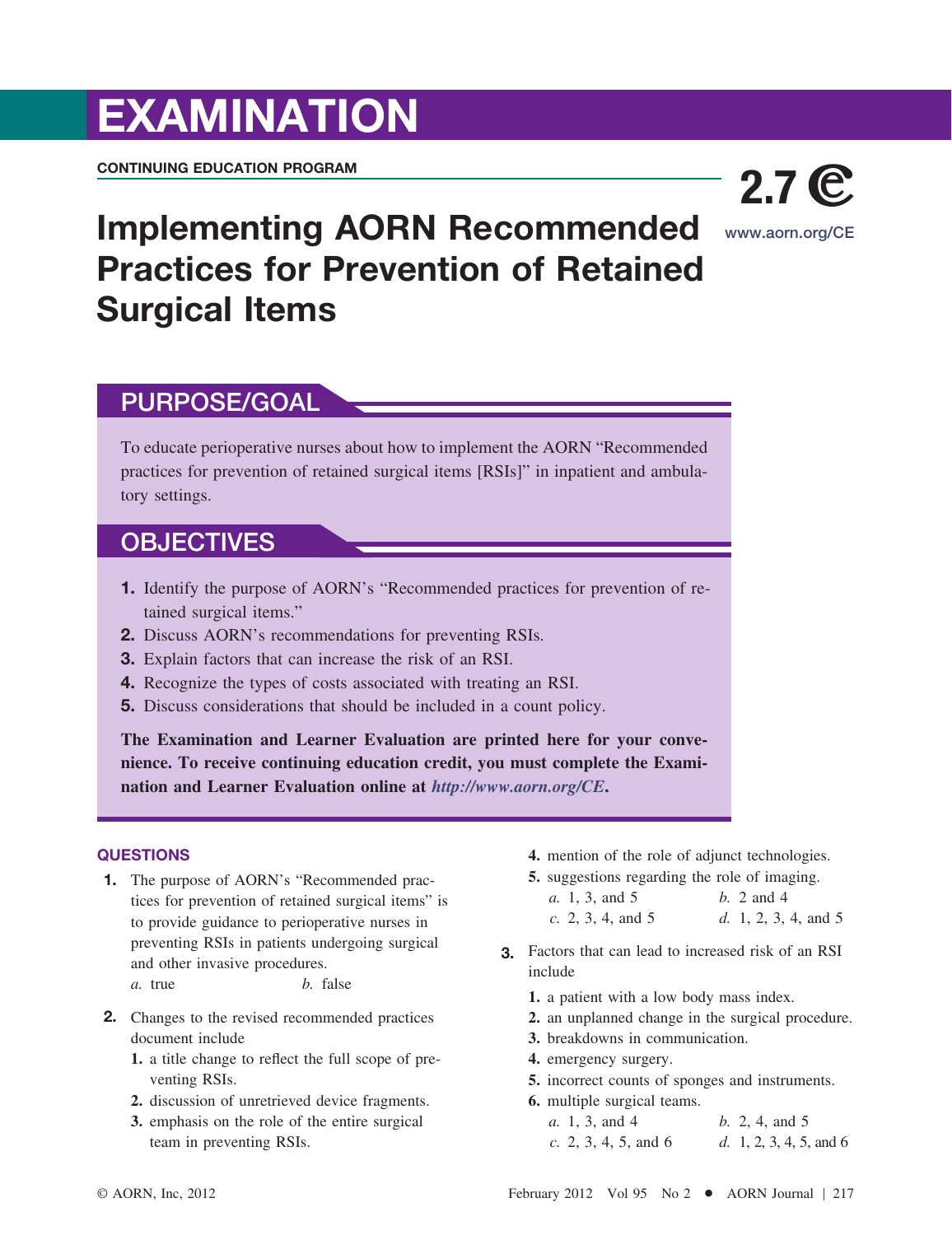# EXAMINATION

**CONTINUING EDUCATION PROGRAM**

**2.7** 

www.aorn.org/CE

# Implementing AORN Recommended Practices for Prevention of Retained Surgical Items

## PURPOSE/GOAL

To educate perioperative nurses about how to implement the AORN "Recommended practices for prevention of retained surgical items [RSIs]" in inpatient and ambulatory settings.

## OBJECTIVES

1. Identify the purpose of AORN's "Recommended practices for prevention of retained surgical items."
2. Discuss AORN's recommendations for preventing RSIs.
3. Explain factors that can increase the risk of an RSI.
4. Recognize the types of costs associated with treating an RSI.
5. Discuss considerations that should be included in a count policy.

**The Examination and Learner Evaluation are printed here for your convenience. To receive continuing education credit, you must complete the Examination and Learner Evaluation online at *http://www.aorn.org/CE*.**

### QUESTIONS

**1.** The purpose of AORN's "Recommended practices for prevention of retained surgical items" is to provide guidance to perioperative nurses in preventing RSIs in patients undergoing surgical and other invasive procedures.

*a.* true  *b.* false

**2.** Changes to the revised recommended practices document include

1. a title change to reflect the full scope of preventing RSIs.
2. discussion of unretrieved device fragments.
3. emphasis on the role of the entire surgical team in preventing RSIs.
4. mention of the role of adjunct technologies.
5. suggestions regarding the role of imaging.

*a.* 1, 3, and 5  *b.* 2 and 4
*c.* 2, 3, 4, and 5  *d.* 1, 2, 3, 4, and 5

**3.** Factors that can lead to increased risk of an RSI include

1. a patient with a low body mass index.
2. an unplanned change in the surgical procedure.
3. breakdowns in communication.
4. emergency surgery.
5. incorrect counts of sponges and instruments.
6. multiple surgical teams.

*a.* 1, 3, and 4  *b.* 2, 4, and 5
*c.* 2, 3, 4, 5, and 6  *d.* 1, 2, 3, 4, 5, and 6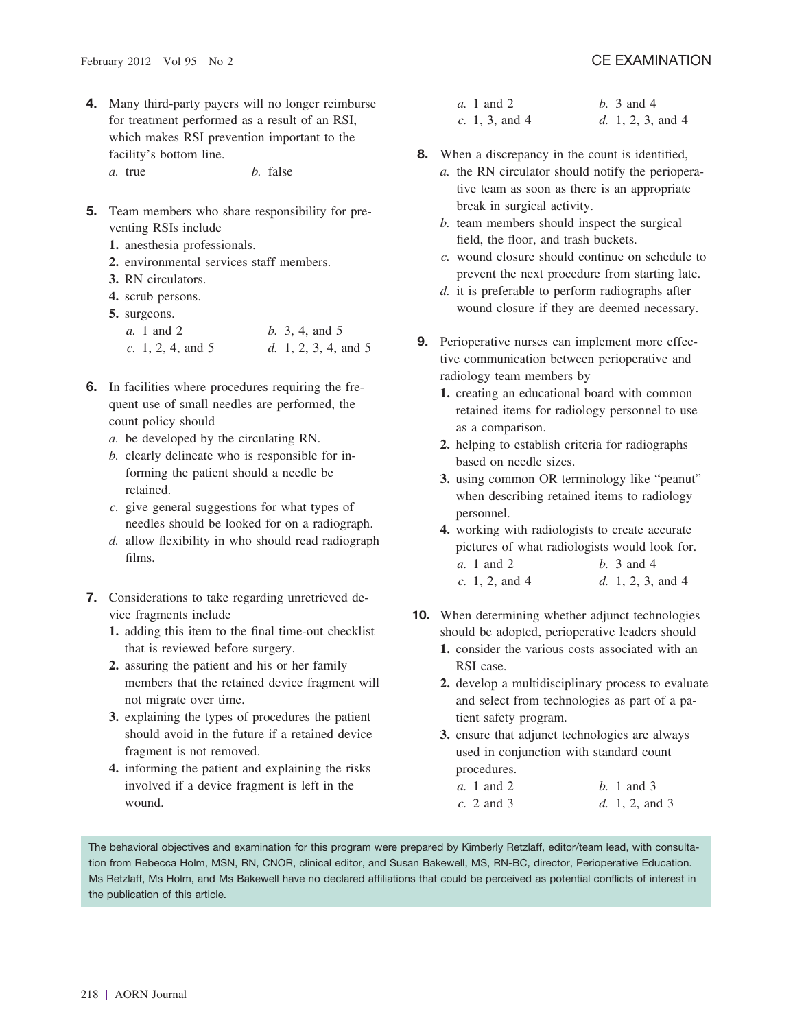**4.** Many third-party payers will no longer reimburse for treatment performed as a result of an RSI, which makes RSI prevention important to the facility's bottom line.

*a.* true *b.* false

**5.** Team members who share responsibility for preventing RSIs include

1. anesthesia professionals.
2. environmental services staff members.
3. RN circulators.
4. scrub persons.
5. surgeons.

*a.* 1 and 2 *b.* 3, 4, and 5
*c.* 1, 2, 4, and 5 *d.* 1, 2, 3, 4, and 5

**6.** In facilities where procedures requiring the frequent use of small needles are performed, the count policy should

*a.* be developed by the circulating RN.
*b.* clearly delineate who is responsible for informing the patient should a needle be retained.
*c.* give general suggestions for what types of needles should be looked for on a radiograph.
*d.* allow flexibility in who should read radiograph films.

**7.** Considerations to take regarding unretrieved device fragments include

1. adding this item to the final time-out checklist that is reviewed before surgery.
2. assuring the patient and his or her family members that the retained device fragment will not migrate over time.
3. explaining the types of procedures the patient should avoid in the future if a retained device fragment is not removed.
4. informing the patient and explaining the risks involved if a device fragment is left in the wound.

*a.* 1 and 2 *b.* 3 and 4
*c.* 1, 3, and 4 *d.* 1, 2, 3, and 4

**8.** When a discrepancy in the count is identified,

*a.* the RN circulator should notify the perioperative team as soon as there is an appropriate break in surgical activity.
*b.* team members should inspect the surgical field, the floor, and trash buckets.
*c.* wound closure should continue on schedule to prevent the next procedure from starting late.
*d.* it is preferable to perform radiographs after wound closure if they are deemed necessary.

**9.** Perioperative nurses can implement more effective communication between perioperative and radiology team members by

1. creating an educational board with common retained items for radiology personnel to use as a comparison.
2. helping to establish criteria for radiographs based on needle sizes.
3. using common OR terminology like "peanut" when describing retained items to radiology personnel.
4. working with radiologists to create accurate pictures of what radiologists would look for.

*a.* 1 and 2 *b.* 3 and 4
*c.* 1, 2, and 4 *d.* 1, 2, 3, and 4

**10.** When determining whether adjunct technologies should be adopted, perioperative leaders should

1. consider the various costs associated with an RSI case.
2. develop a multidisciplinary process to evaluate and select from technologies as part of a patient safety program.
3. ensure that adjunct technologies are always used in conjunction with standard count procedures.

*a.* 1 and 2 *b.* 1 and 3
*c.* 2 and 3 *d.* 1, 2, and 3

The behavioral objectives and examination for this program were prepared by Kimberly Retzlaff, editor/team lead, with consultation from Rebecca Holm, MSN, RN, CNOR, clinical editor, and Susan Bakewell, MS, RN-BC, director, Perioperative Education. Ms Retzlaff, Ms Holm, and Ms Bakewell have no declared affiliations that could be perceived as potential conflicts of interest in the publication of this article.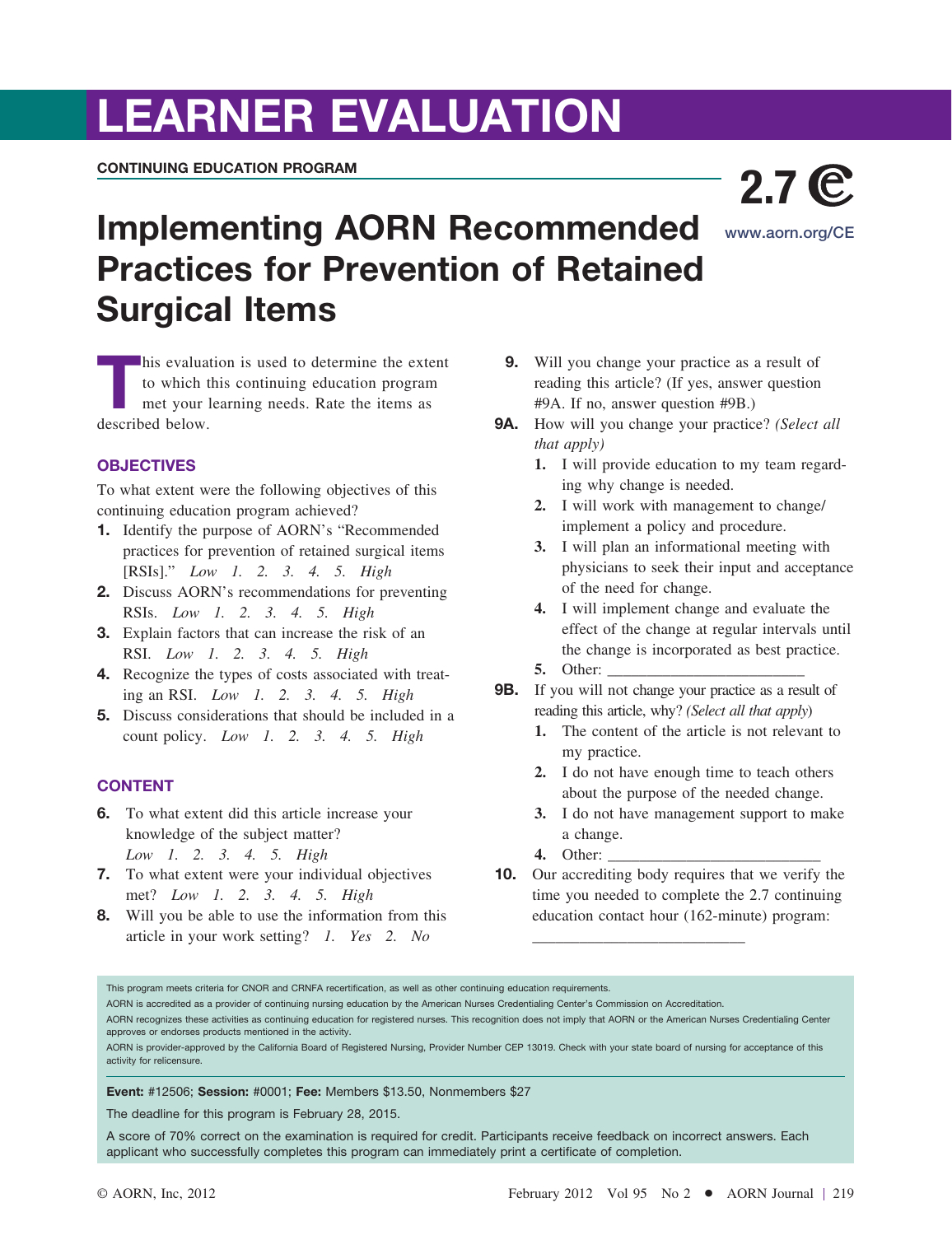# LEARNER EVALUATION

**CONTINUING EDUCATION PROGRAM**

2.7 CE

www.aorn.org/CE

## Implementing AORN Recommended Practices for Prevention of Retained Surgical Items

This evaluation is used to determine the extent to which this continuing education program met your learning needs. Rate the items as described below.

### OBJECTIVES

To what extent were the following objectives of this continuing education program achieved?

1. Identify the purpose of AORN's "Recommended practices for prevention of retained surgical items [RSIs]." *Low 1. 2. 3. 4. 5. High*
2. Discuss AORN's recommendations for preventing RSIs. *Low 1. 2. 3. 4. 5. High*
3. Explain factors that can increase the risk of an RSI. *Low 1. 2. 3. 4. 5. High*
4. Recognize the types of costs associated with treating an RSI. *Low 1. 2. 3. 4. 5. High*
5. Discuss considerations that should be included in a count policy. *Low 1. 2. 3. 4. 5. High*

### CONTENT

6. To what extent did this article increase your knowledge of the subject matter? *Low 1. 2. 3. 4. 5. High*
7. To what extent were your individual objectives met? *Low 1. 2. 3. 4. 5. High*
8. Will you be able to use the information from this article in your work setting? *1. Yes 2. No*
9. Will you change your practice as a result of reading this article? (If yes, answer question #9A. If no, answer question #9B.)

**9A.** How will you change your practice? *(Select all that apply)*

1. I will provide education to my team regarding why change is needed.
2. I will work with management to change/implement a policy and procedure.
3. I will plan an informational meeting with physicians to seek their input and acceptance of the need for change.
4. I will implement change and evaluate the effect of the change at regular intervals until the change is incorporated as best practice.
5. Other: ___________________________

**9B.** If you will not change your practice as a result of reading this article, why? *(Select all that apply)*

1. The content of the article is not relevant to my practice.
2. I do not have enough time to teach others about the purpose of the needed change.
3. I do not have management support to make a change.
4. Other: ___________________________

10. Our accrediting body requires that we verify the time you needed to complete the 2.7 continuing education contact hour (162-minute) program: ___________________________

This program meets criteria for CNOR and CRNFA recertification, as well as other continuing education requirements.

AORN is accredited as a provider of continuing nursing education by the American Nurses Credentialing Center's Commission on Accreditation.

AORN recognizes these activities as continuing education for registered nurses. This recognition does not imply that AORN or the American Nurses Credentialing Center approves or endorses products mentioned in the activity.

AORN is provider-approved by the California Board of Registered Nursing, Provider Number CEP 13019. Check with your state board of nursing for acceptance of this activity for relicensure.

**Event:** #12506; **Session:** #0001; **Fee:** Members $13.50, Nonmembers $27

The deadline for this program is February 28, 2015.

A score of 70% correct on the examination is required for credit. Participants receive feedback on incorrect answers. Each applicant who successfully completes this program can immediately print a certificate of completion.

© AORN, Inc, 2012